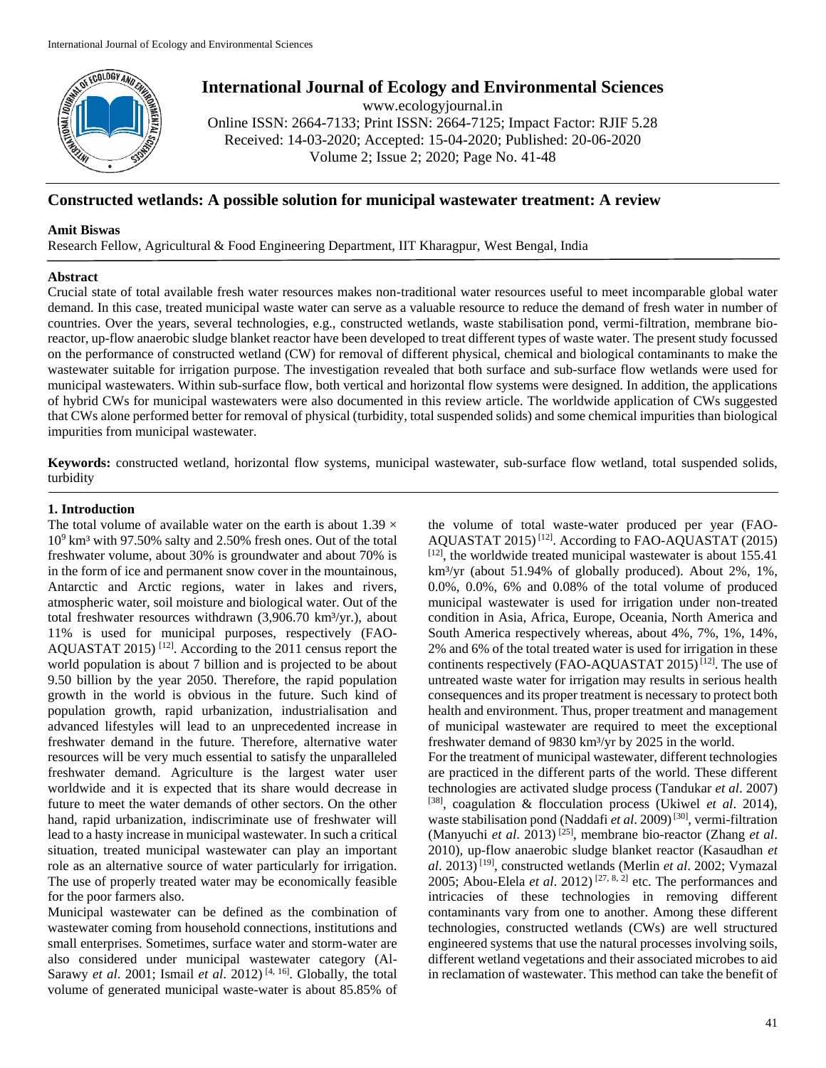# Constructed wetlands: A possible solution for municipal wastewater treatment: A review

**Amit Biswas**

Research Fellow, Agricultural & Food Engineering Department, IIT Kharagpur, West Bengal, India

## Abstract

Crucial state of total available fresh water resources makes non-traditional water resources useful to meet incomparable global water demand. In this case, treated municipal waste water can serve as a valuable resource to reduce the demand of fresh water in number of countries. Over the years, several technologies, e.g., constructed wetlands, waste stabilisation pond, vermi-filtration, membrane bio-reactor, up-flow anaerobic sludge blanket reactor have been developed to treat different types of waste water. The present study focussed on the performance of constructed wetland (CW) for removal of different physical, chemical and biological contaminants to make the wastewater suitable for irrigation purpose. The investigation revealed that both surface and sub-surface flow wetlands were used for municipal wastewaters. Within sub-surface flow, both vertical and horizontal flow systems were designed. In addition, the applications of hybrid CWs for municipal wastewaters were also documented in this review article. The worldwide application of CWs suggested that CWs alone performed better for removal of physical (turbidity, total suspended solids) and some chemical impurities than biological impurities from municipal wastewater.

**Keywords:** constructed wetland, horizontal flow systems, municipal wastewater, sub-surface flow wetland, total suspended solids, turbidity

## 1. Introduction

The total volume of available water on the earth is about $1.39 \times 10^9$ km³ with 97.50% salty and 2.50% fresh ones. Out of the total freshwater volume, about 30% is groundwater and about 70% is in the form of ice and permanent snow cover in the mountainous, Antarctic and Arctic regions, water in lakes and rivers, atmospheric water, soil moisture and biological water. Out of the total freshwater resources withdrawn (3,906.70 km³/yr.), about 11% is used for municipal purposes, respectively (FAO-AQUASTAT 2015) [12]. According to the 2011 census report the world population is about 7 billion and is projected to be about 9.50 billion by the year 2050. Therefore, the rapid population growth in the world is obvious in the future. Such kind of population growth, rapid urbanization, industrialisation and advanced lifestyles will lead to an unprecedented increase in freshwater demand in the future. Therefore, alternative water resources will be very much essential to satisfy the unparalleled freshwater demand. Agriculture is the largest water user worldwide and it is expected that its share would decrease in future to meet the water demands of other sectors. On the other hand, rapid urbanization, indiscriminate use of freshwater will lead to a hasty increase in municipal wastewater. In such a critical situation, treated municipal wastewater can play an important role as an alternative source of water particularly for irrigation. The use of properly treated water may be economically feasible for the poor farmers also.

Municipal wastewater can be defined as the combination of wastewater coming from household connections, institutions and small enterprises. Sometimes, surface water and storm-water are also considered under municipal wastewater category (Al-Sarawy *et al*. 2001; Ismail *et al*. 2012) [4, 16]. Globally, the total volume of generated municipal waste-water is about 85.85% of the volume of total waste-water produced per year (FAO-AQUASTAT 2015) [12]. According to FAO-AQUASTAT (2015) [12], the worldwide treated municipal wastewater is about 155.41 km³/yr (about 51.94% of globally produced). About 2%, 1%, 0.0%, 0.0%, 6% and 0.08% of the total volume of produced municipal wastewater is used for irrigation under non-treated condition in Asia, Africa, Europe, Oceania, North America and South America respectively whereas, about 4%, 7%, 1%, 14%, 2% and 6% of the total treated water is used for irrigation in these continents respectively (FAO-AQUASTAT 2015) [12]. The use of untreated waste water for irrigation may results in serious health consequences and its proper treatment is necessary to protect both health and environment. Thus, proper treatment and management of municipal wastewater are required to meet the exceptional freshwater demand of 9830 km³/yr by 2025 in the world.

For the treatment of municipal wastewater, different technologies are practiced in the different parts of the world. These different technologies are activated sludge process (Tandukar *et al*. 2007) [38], coagulation & flocculation process (Ukiwel *et al*. 2014), waste stabilisation pond (Naddafi *et al*. 2009) [30], vermi-filtration (Manyuchi *et al*. 2013) [25], membrane bio-reactor (Zhang *et al*. 2010), up-flow anaerobic sludge blanket reactor (Kasaudhan *et al*. 2013) [19], constructed wetlands (Merlin *et al*. 2002; Vymazal 2005; Abou-Elela *et al*. 2012) [27, 8, 2] etc. The performances and intricacies of these technologies in removing different contaminants vary from one to another. Among these different technologies, constructed wetlands (CWs) are well structured engineered systems that use the natural processes involving soils, different wetland vegetations and their associated microbes to aid in reclamation of wastewater. This method can take the benefit of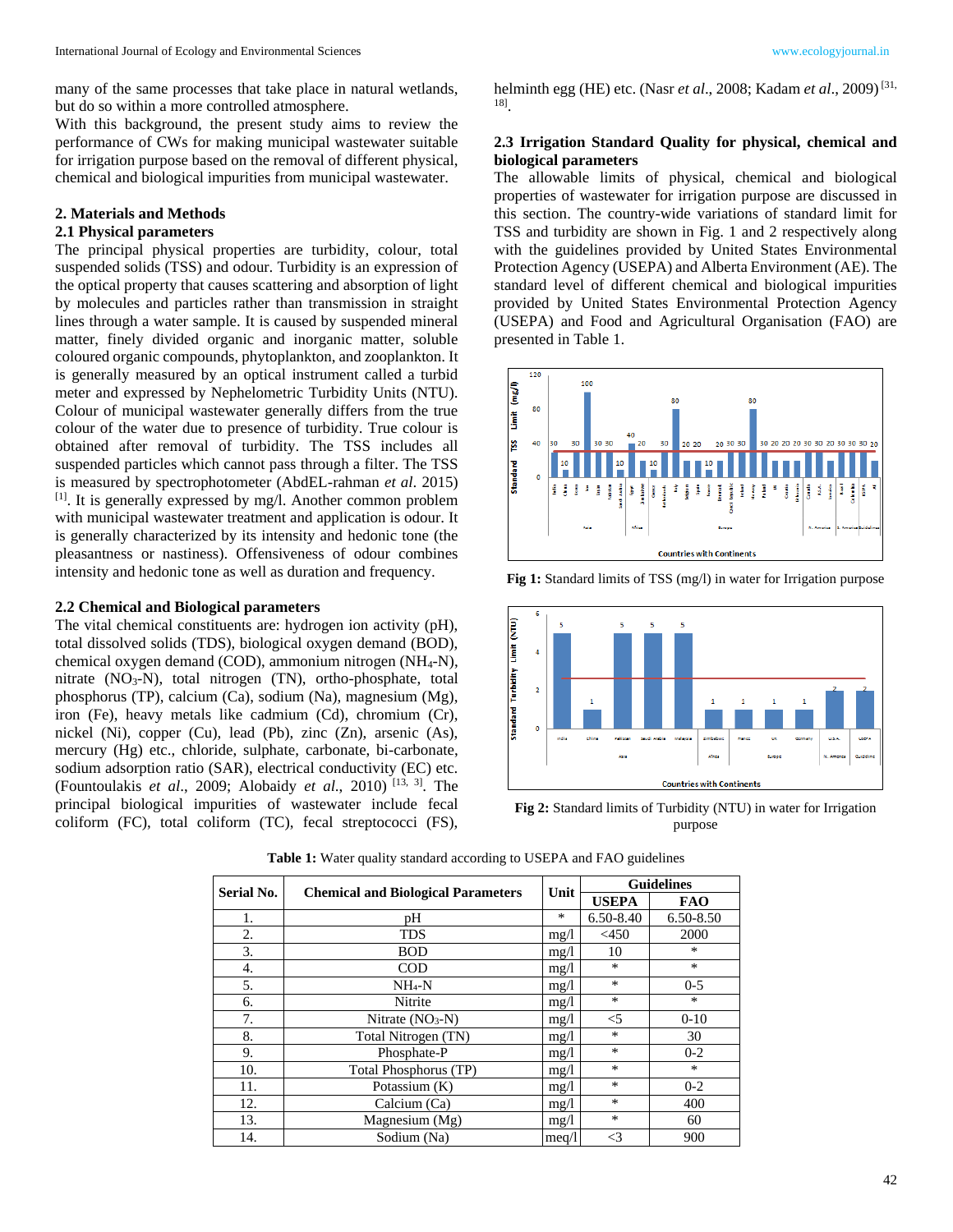many of the same processes that take place in natural wetlands, but do so within a more controlled atmosphere.

With this background, the present study aims to review the performance of CWs for making municipal wastewater suitable for irrigation purpose based on the removal of different physical, chemical and biological impurities from municipal wastewater.

## 2. Materials and Methods

### 2.1 Physical parameters

The principal physical properties are turbidity, colour, total suspended solids (TSS) and odour. Turbidity is an expression of the optical property that causes scattering and absorption of light by molecules and particles rather than transmission in straight lines through a water sample. It is caused by suspended mineral matter, finely divided organic and inorganic matter, soluble coloured organic compounds, phytoplankton, and zooplankton. It is generally measured by an optical instrument called a turbid meter and expressed by Nephelometric Turbidity Units (NTU). Colour of municipal wastewater generally differs from the true colour of the water due to presence of turbidity. True colour is obtained after removal of turbidity. The TSS includes all suspended particles which cannot pass through a filter. The TSS is measured by spectrophotometer (AbdEL-rahman *et al*. 2015) [1]. It is generally expressed by mg/l. Another common problem with municipal wastewater treatment and application is odour. It is generally characterized by its intensity and hedonic tone (the pleasantness or nastiness). Offensiveness of odour combines intensity and hedonic tone as well as duration and frequency.

### 2.2 Chemical and Biological parameters

The vital chemical constituents are: hydrogen ion activity (pH), total dissolved solids (TDS), biological oxygen demand (BOD), chemical oxygen demand (COD), ammonium nitrogen ($NH_4$-N), nitrate ($NO_3$-N), total nitrogen (TN), ortho-phosphate, total phosphorus (TP), calcium (Ca), sodium (Na), magnesium (Mg), iron (Fe), heavy metals like cadmium (Cd), chromium (Cr), nickel (Ni), copper (Cu), lead (Pb), zinc (Zn), arsenic (As), mercury (Hg) etc., chloride, sulphate, carbonate, bi-carbonate, sodium adsorption ratio (SAR), electrical conductivity (EC) etc. (Fountoulakis *et al*., 2009; Alobaidy *et al*., 2010) [13, 3]. The principal biological impurities of wastewater include fecal coliform (FC), total coliform (TC), fecal streptococci (FS), helminth egg (HE) etc. (Nasr *et al*., 2008; Kadam *et al*., 2009) [31, 18].

### 2.3 Irrigation Standard Quality for physical, chemical and biological parameters

The allowable limits of physical, chemical and biological properties of wastewater for irrigation purpose are discussed in this section. The country-wide variations of standard limit for TSS and turbidity are shown in Fig. 1 and 2 respectively along with the guidelines provided by United States Environmental Protection Agency (USEPA) and Alberta Environment (AE). The standard level of different chemical and biological impurities provided by United States Environmental Protection Agency (USEPA) and Food and Agricultural Organisation (FAO) are presented in Table 1.

Standard TSS Limit (mg/l)
120
80
40
0
30 30 100 30 30 10 40 10 20 10 30 80 20 20 10 20 30 30 80 30 20 20 20 30 30 20 30 30 30 20
Asia Africa Europe N. America Guidelines
Countries with Continents

**Fig 1:** Standard limits of TSS (mg/l) in water for Irrigation purpose

Standard Turbidity Limit (NTU)
6
4
2
0
5 1 5 5 5 1 1 1 1 2 2
India China Pakistan Saudi Arabia Indonesia Zimbabwe France UK Germany U.S.A. USEPA
Asia Africa Europe N. America Guideline
Countries with Continents

**Fig 2:** Standard limits of Turbidity (NTU) in water for Irrigation purpose

**Table 1:** Water quality standard according to USEPA and FAO guidelines

| Serial No. | Chemical and Biological Parameters | Unit | Guidelines | |
|---|---|---|---|---|
| | | | USEPA | FAO |
| 1. | pH | * | 6.50-8.40 | 6.50-8.50 |
| 2. | TDS | mg/l | <450 | 2000 |
| 3. | BOD | mg/l | 10 | * |
| 4. | COD | mg/l | * | * |
| 5. | $NH_4$-N | mg/l | * | 0-5 |
| 6. | Nitrite | mg/l | * | * |
| 7. | Nitrate ($NO_3$-N) | mg/l | <5 | 0-10 |
| 8. | Total Nitrogen (TN) | mg/l | * | 30 |
| 9. | Phosphate-P | mg/l | * | 0-2 |
| 10. | Total Phosphorus (TP) | mg/l | * | * |
| 11. | Potassium (K) | mg/l | * | 0-2 |
| 12. | Calcium (Ca) | mg/l | * | 400 |
| 13. | Magnesium (Mg) | mg/l | * | 60 |
| 14. | Sodium (Na) | meq/l | <3 | 900 |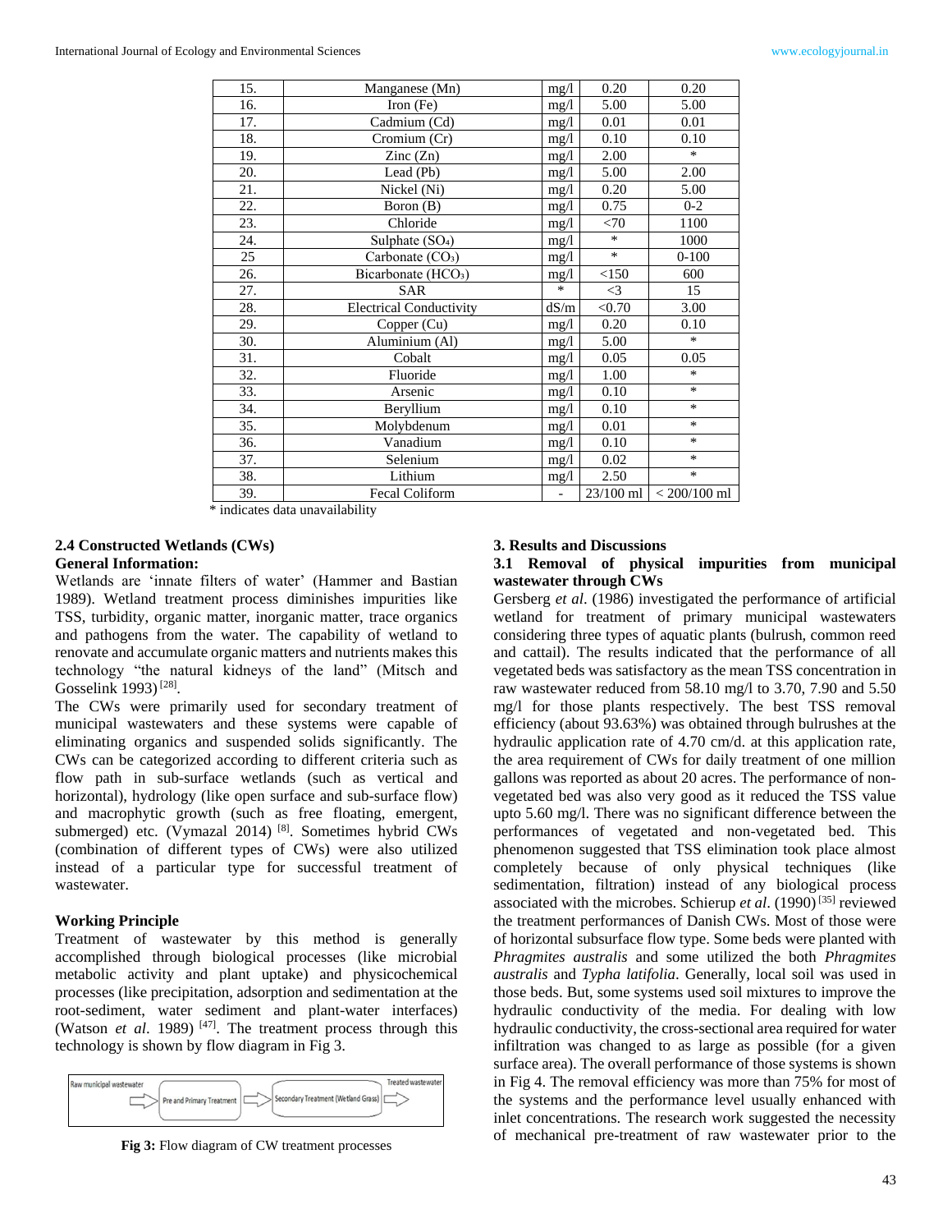| | | | | |
|---|---|---|---|---|
| 15. | Manganese (Mn) | mg/l | 0.20 | 0.20 |
| 16. | Iron (Fe) | mg/l | 5.00 | 5.00 |
| 17. | Cadmium (Cd) | mg/l | 0.01 | 0.01 |
| 18. | Cromium (Cr) | mg/l | 0.10 | 0.10 |
| 19. | Zinc (Zn) | mg/l | 2.00 | * |
| 20. | Lead (Pb) | mg/l | 5.00 | 2.00 |
| 21. | Nickel (Ni) | mg/l | 0.20 | 5.00 |
| 22. | Boron (B) | mg/l | 0.75 | 0-2 |
| 23. | Chloride | mg/l | <70 | 1100 |
| 24. | Sulphate ($SO_4$) | mg/l | * | 1000 |
| 25 | Carbonate ($CO_3$) | mg/l | * | 0-100 |
| 26. | Bicarbonate ($HCO_3$) | mg/l | <150 | 600 |
| 27. | SAR | * | <3 | 15 |
| 28. | Electrical Conductivity | dS/m | <0.70 | 3.00 |
| 29. | Copper (Cu) | mg/l | 0.20 | 0.10 |
| 30. | Aluminium (Al) | mg/l | 5.00 | * |
| 31. | Cobalt | mg/l | 0.05 | 0.05 |
| 32. | Fluoride | mg/l | 1.00 | * |
| 33. | Arsenic | mg/l | 0.10 | * |
| 34. | Beryllium | mg/l | 0.10 | * |
| 35. | Molybdenum | mg/l | 0.01 | * |
| 36. | Vanadium | mg/l | 0.10 | * |
| 37. | Selenium | mg/l | 0.02 | * |
| 38. | Lithium | mg/l | 2.50 | * |
| 39. | Fecal Coliform | - | 23/100 ml | < 200/100 ml |

* indicates data unavailability

### 2.4 Constructed Wetlands (CWs)

**General Information:**

Wetlands are 'innate filters of water' (Hammer and Bastian 1989). Wetland treatment process diminishes impurities like TSS, turbidity, organic matter, inorganic matter, trace organics and pathogens from the water. The capability of wetland to renovate and accumulate organic matters and nutrients makes this technology "the natural kidneys of the land" (Mitsch and Gosselink 1993) [28].

The CWs were primarily used for secondary treatment of municipal wastewaters and these systems were capable of eliminating organics and suspended solids significantly. The CWs can be categorized according to different criteria such as flow path in sub-surface wetlands (such as vertical and horizontal), hydrology (like open surface and sub-surface flow) and macrophytic growth (such as free floating, emergent, submerged) etc. (Vymazal 2014) [8]. Sometimes hybrid CWs (combination of different types of CWs) were also utilized instead of a particular type for successful treatment of wastewater.

**Working Principle**

Treatment of wastewater by this method is generally accomplished through biological processes (like microbial metabolic activity and plant uptake) and physicochemical processes (like precipitation, adsorption and sedimentation at the root-sediment, water sediment and plant-water interfaces) (Watson *et al*. 1989) [47]. The treatment process through this technology is shown by flow diagram in Fig 3.

Raw municipal wastewater

Pre and Primary Treatment

Secondary Treatment (Wetland Grass)

Treated wastewater

**Fig 3:** Flow diagram of CW treatment processes

## 3. Results and Discussions

### 3.1 Removal of physical impurities from municipal wastewater through CWs

Gersberg *et al*. (1986) investigated the performance of artificial wetland for treatment of primary municipal wastewaters considering three types of aquatic plants (bulrush, common reed and cattail). The results indicated that the performance of all vegetated beds was satisfactory as the mean TSS concentration in raw wastewater reduced from 58.10 mg/l to 3.70, 7.90 and 5.50 mg/l for those plants respectively. The best TSS removal efficiency (about 93.63%) was obtained through bulrushes at the hydraulic application rate of 4.70 cm/d. at this application rate, the area requirement of CWs for daily treatment of one million gallons was reported as about 20 acres. The performance of non-vegetated bed was also very good as it reduced the TSS value upto 5.60 mg/l. There was no significant difference between the performances of vegetated and non-vegetated bed. This phenomenon suggested that TSS elimination took place almost completely because of only physical techniques (like sedimentation, filtration) instead of any biological process associated with the microbes. Schierup *et al*. (1990) [35] reviewed the treatment performances of Danish CWs. Most of those were of horizontal subsurface flow type. Some beds were planted with *Phragmites australis* and some utilized the both *Phragmites australis* and *Typha latifolia*. Generally, local soil was used in those beds. But, some systems used soil mixtures to improve the hydraulic conductivity of the media. For dealing with low hydraulic conductivity, the cross-sectional area required for water infiltration was changed to as large as possible (for a given surface area). The overall performance of those systems is shown in Fig 4. The removal efficiency was more than 75% for most of the systems and the performance level usually enhanced with inlet concentrations. The research work suggested the necessity of mechanical pre-treatment of raw wastewater prior to the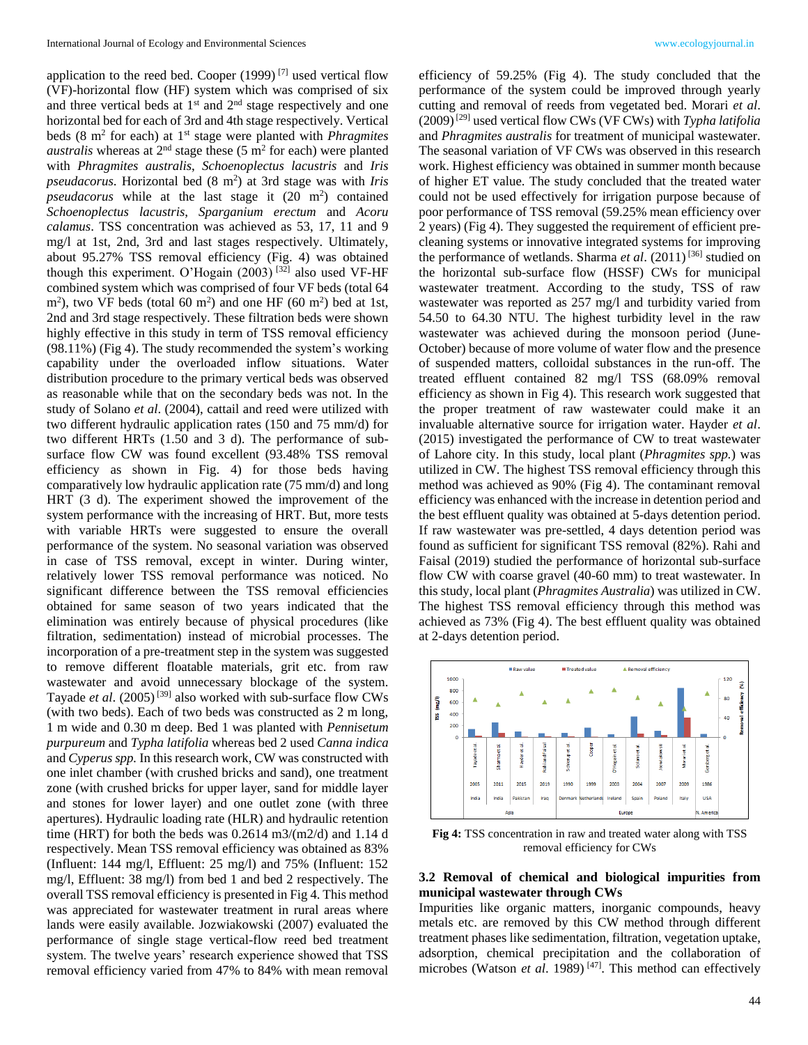application to the reed bed. Cooper (1999) [7] used vertical flow (VF)-horizontal flow (HF) system which was comprised of six and three vertical beds at 1st and 2nd stage respectively and one horizontal bed for each of 3rd and 4th stage respectively. Vertical beds (8 $m^2$ for each) at 1st stage were planted with *Phragmites australis* whereas at 2nd stage these (5 $m^2$ for each) were planted with *Phragmites australis*, *Schoenoplectus lacustris* and *Iris pseudacorus*. Horizontal bed (8 $m^2$) at 3rd stage was with *Iris pseudacorus* while at the last stage it (20 $m^2$) contained *Schoenoplectus lacustris*, *Sparganium erectum* and *Acoru calamus*. TSS concentration was achieved as 53, 17, 11 and 9 mg/l at 1st, 2nd, 3rd and last stages respectively. Ultimately, about 95.27% TSS removal efficiency (Fig. 4) was obtained though this experiment. O'Hogain (2003) [32] also used VF-HF combined system which was comprised of four VF beds (total 64 $m^2$), two VF beds (total 60 $m^2$) and one HF (60 $m^2$) bed at 1st, 2nd and 3rd stage respectively. These filtration beds were shown highly effective in this study in term of TSS removal efficiency (98.11%) (Fig 4). The study recommended the system's working capability under the overloaded inflow situations. Water distribution procedure to the primary vertical beds was observed as reasonable while that on the secondary beds was not. In the study of Solano *et al*. (2004), cattail and reed were utilized with two different hydraulic application rates (150 and 75 mm/d) for two different HRTs (1.50 and 3 d). The performance of sub-surface flow CW was found excellent (93.48% TSS removal efficiency as shown in Fig. 4) for those beds having comparatively low hydraulic application rate (75 mm/d) and long HRT (3 d). The experiment showed the improvement of the system performance with the increasing of HRT. But, more tests with variable HRTs were suggested to ensure the overall performance of the system. No seasonal variation was observed in case of TSS removal, except in winter. During winter, relatively lower TSS removal performance was noticed. No significant difference between the TSS removal efficiencies obtained for same season of two years indicated that the elimination was entirely because of physical procedures (like filtration, sedimentation) instead of microbial processes. The incorporation of a pre-treatment step in the system was suggested to remove different floatable materials, grit etc. from raw wastewater and avoid unnecessary blockage of the system. Tayade *et al*. (2005) [39] also worked with sub-surface flow CWs (with two beds). Each of two beds was constructed as 2 m long, 1 m wide and 0.30 m deep. Bed 1 was planted with *Pennisetum purpureum* and *Typha latifolia* whereas bed 2 used *Canna indica* and *Cyperus spp.* In this research work, CW was constructed with one inlet chamber (with crushed bricks and sand), one treatment zone (with crushed bricks for upper layer, sand for middle layer and stones for lower layer) and one outlet zone (with three apertures). Hydraulic loading rate (HLR) and hydraulic retention time (HRT) for both the beds was 0.2614 m3/(m2/d) and 1.14 d respectively. Mean TSS removal efficiency was obtained as 83% (Influent: 144 mg/l, Effluent: 25 mg/l) and 75% (Influent: 152 mg/l, Effluent: 38 mg/l) from bed 1 and bed 2 respectively. The overall TSS removal efficiency is presented in Fig 4. This method was appreciated for wastewater treatment in rural areas where lands were easily available. Jozwiakowski (2007) evaluated the performance of single stage vertical-flow reed bed treatment system. The twelve years' research experience showed that TSS removal efficiency varied from 47% to 84% with mean removal efficiency of 59.25% (Fig 4). The study concluded that the performance of the system could be improved through yearly cutting and removal of reeds from vegetated bed. Morari *et al*. (2009) [29] used vertical flow CWs (VF CWs) with *Typha latifolia* and *Phragmites australis* for treatment of municipal wastewater. The seasonal variation of VF CWs was observed in this research work. Highest efficiency was obtained in summer month because of higher ET value. The study concluded that the treated water could not be used effectively for irrigation purpose because of poor performance of TSS removal (59.25% mean efficiency over 2 years) (Fig 4). They suggested the requirement of efficient pre-cleaning systems or innovative integrated systems for improving the performance of wetlands. Sharma *et al*. (2011) [36] studied on the horizontal sub-surface flow (HSSF) CWs for municipal wastewater treatment. According to the study, TSS of raw wastewater was reported as 257 mg/l and turbidity varied from 54.50 to 64.30 NTU. The highest turbidity level in the raw wastewater was achieved during the monsoon period (June-October) because of more volume of water flow and the presence of suspended matters, colloidal substances in the run-off. The treated effluent contained 82 mg/l TSS (68.09% removal efficiency as shown in Fig 4). This research work suggested that the proper treatment of raw wastewater could make it an invaluable alternative source for irrigation water. Hayder *et al*. (2015) investigated the performance of CW to treat wastewater of Lahore city. In this study, local plant (*Phragmites spp.*) was utilized in CW. The highest TSS removal efficiency through this method was achieved as 90% (Fig 4). The contaminant removal efficiency was enhanced with the increase in detention period and the best effluent quality was obtained at 5-days detention period. If raw wastewater was pre-settled, 4 days detention period was found as sufficient for significant TSS removal (82%). Rahi and Faisal (2019) studied the performance of horizontal sub-surface flow CW with coarse gravel (40-60 mm) to treat wastewater. In this study, local plant (*Phragmites Australia*) was utilized in CW. The highest TSS removal efficiency through this method was achieved as 73% (Fig 4). The best effluent quality was obtained at 2-days detention period.

Raw value
Treated value
Removal efficiency

TSS (mg/l)
1000
800
600
400
200
0

Removal efficiency (%)
120
80
40
0

Tayade et al. | Sharma et al. | Hayder et al. | Rahi and Faisal | Schierup et al. | Cooper | O'Hogain et al. | Solano et al. | Jozwiakowski | Morari et al. | Gersberg et al.

2005 | 2011 | 2015 | 2019 | 1990 | 1999 | 2003 | 2004 | 2007 | 2009 | 1986

India | India | Pakistan | Iraq | Denmark | Netherlands | Ireland | Spain | Poland | Italy | USA

Asia | Europe | N. America

**Fig 4:** TSS concentration in raw and treated water along with TSS removal efficiency for CWs

### 3.2 Removal of chemical and biological impurities from municipal wastewater through CWs

Impurities like organic matters, inorganic compounds, heavy metals etc. are removed by this CW method through different treatment phases like sedimentation, filtration, vegetation uptake, adsorption, chemical precipitation and the collaboration of microbes (Watson *et al*. 1989) [47]. This method can effectively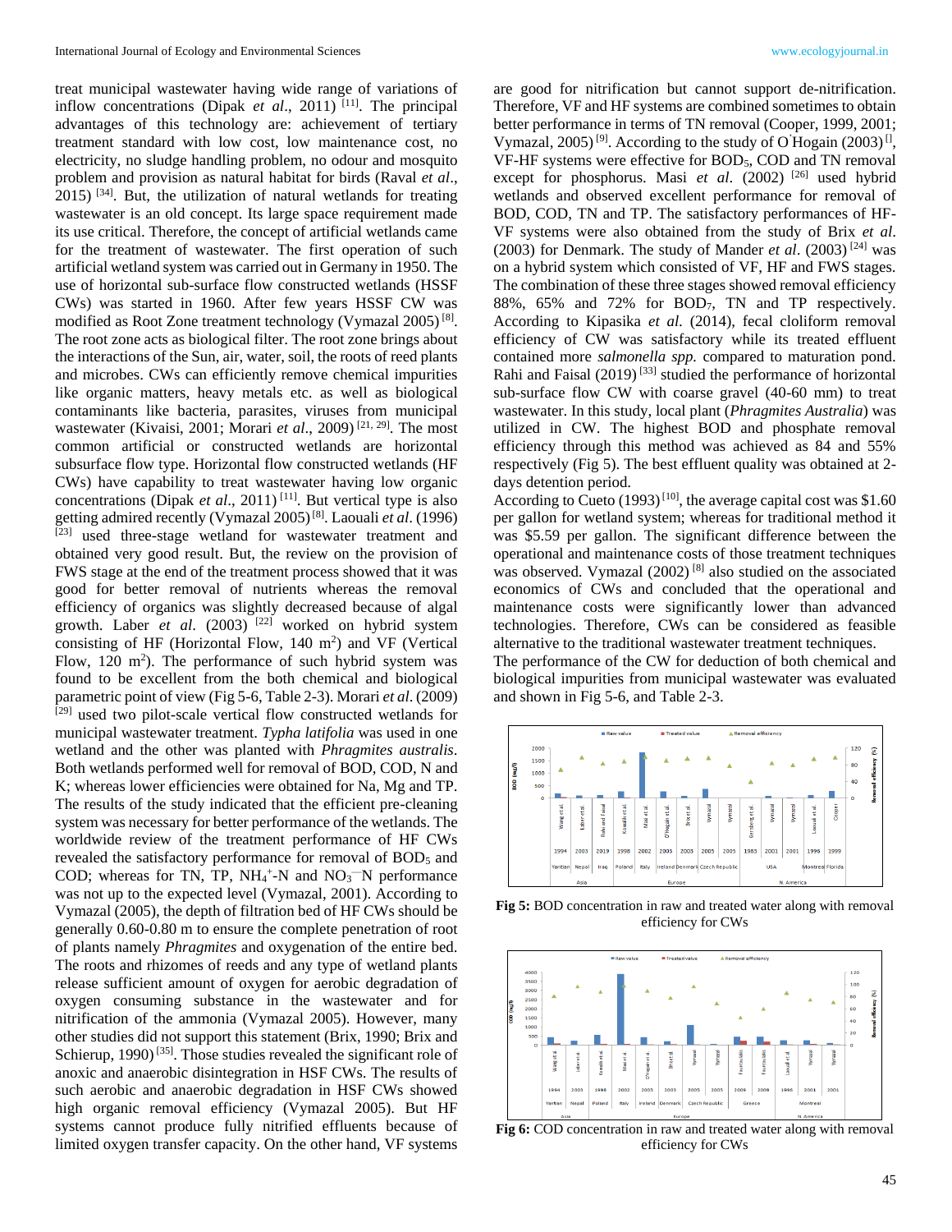treat municipal wastewater having wide range of variations of inflow concentrations (Dipak *et al*., 2011) [11]. The principal advantages of this technology are: achievement of tertiary treatment standard with low cost, low maintenance cost, no electricity, no sludge handling problem, no odour and mosquito problem and provision as natural habitat for birds (Raval *et al*., 2015) [34]. But, the utilization of natural wetlands for treating wastewater is an old concept. Its large space requirement made its use critical. Therefore, the concept of artificial wetlands came for the treatment of wastewater. The first operation of such artificial wetland system was carried out in Germany in 1950. The use of horizontal sub-surface flow constructed wetlands (HSSF CWs) was started in 1960. After few years HSSF CW was modified as Root Zone treatment technology (Vymazal 2005) [8]. The root zone acts as biological filter. The root zone brings about the interactions of the Sun, air, water, soil, the roots of reed plants and microbes. CWs can efficiently remove chemical impurities like organic matters, heavy metals etc. as well as biological contaminants like bacteria, parasites, viruses from municipal wastewater (Kivaisi, 2001; Morari *et al*., 2009) [21, 29]. The most common artificial or constructed wetlands are horizontal subsurface flow type. Horizontal flow constructed wetlands (HF CWs) have capability to treat wastewater having low organic concentrations (Dipak *et al*., 2011) [11]. But vertical type is also getting admired recently (Vymazal 2005) [8]. Laouali *et al*. (1996) [23] used three-stage wetland for wastewater treatment and obtained very good result. But, the review on the provision of FWS stage at the end of the treatment process showed that it was good for better removal of nutrients whereas the removal efficiency of organics was slightly decreased because of algal growth. Laber *et al*. (2003) [22] worked on hybrid system consisting of HF (Horizontal Flow, 140 $m^2$) and VF (Vertical Flow, 120 $m^2$). The performance of such hybrid system was found to be excellent from the both chemical and biological parametric point of view (Fig 5-6, Table 2-3). Morari *et al*. (2009) [29] used two pilot-scale vertical flow constructed wetlands for municipal wastewater treatment. *Typha latifolia* was used in one wetland and the other was planted with *Phragmites australis*. Both wetlands performed well for removal of BOD, COD, N and K; whereas lower efficiencies were obtained for Na, Mg and TP. The results of the study indicated that the efficient pre-cleaning system was necessary for better performance of the wetlands. The worldwide review of the treatment performance of HF CWs revealed the satisfactory performance for removal of $BOD_5$ and COD; whereas for TN, TP, $NH_4^+$-N and $NO_3^-$N performance was not up to the expected level (Vymazal, 2001). According to Vymazal (2005), the depth of filtration bed of HF CWs should be generally 0.60-0.80 m to ensure the complete penetration of root of plants namely *Phragmites* and oxygenation of the entire bed. The roots and rhizomes of reeds and any type of wetland plants release sufficient amount of oxygen for aerobic degradation of oxygen consuming substance in the wastewater and for nitrification of the ammonia (Vymazal 2005). However, many other studies did not support this statement (Brix, 1990; Brix and Schierup, 1990) [35]. Those studies revealed the significant role of anoxic and anaerobic disintegration in HSF CWs. The results of such aerobic and anaerobic degradation in HSF CWs showed high organic removal efficiency (Vymazal 2005). But HF systems cannot produce fully nitrified effluents because of limited oxygen transfer capacity. On the other hand, VF systems are good for nitrification but cannot support de-nitrification. Therefore, VF and HF systems are combined sometimes to obtain better performance in terms of TN removal (Cooper, 1999, 2001; Vymazal, 2005) [9]. According to the study of O'Hogain (2003) [], VF-HF systems were effective for $BOD_5$, COD and TN removal except for phosphorus. Masi *et al*. (2002) [26] used hybrid wetlands and observed excellent performance for removal of BOD, COD, TN and TP. The satisfactory performances of HF-VF systems were also obtained from the study of Brix *et al*. (2003) for Denmark. The study of Mander *et al*. (2003) [24] was on a hybrid system which consisted of VF, HF and FWS stages. The combination of these three stages showed removal efficiency 88%, 65% and 72% for $BOD_7$, TN and TP respectively. According to Kipasika *et al*. (2014), fecal cloliform removal efficiency of CW was satisfactory while its treated effluent contained more *salmonella spp.* compared to maturation pond. Rahi and Faisal (2019) [33] studied the performance of horizontal sub-surface flow CW with coarse gravel (40-60 mm) to treat wastewater. In this study, local plant (*Phragmites Australia*) was utilized in CW. The highest BOD and phosphate removal efficiency through this method was achieved as 84 and 55% respectively (Fig 5). The best effluent quality was obtained at 2-days detention period.

According to Cueto (1993) [10], the average capital cost was $1.60 per gallon for wetland system; whereas for traditional method it was $5.59 per gallon. The significant difference between the operational and maintenance costs of those treatment techniques was observed. Vymazal (2002) [8] also studied on the associated economics of CWs and concluded that the operational and maintenance costs were significantly lower than advanced technologies. Therefore, CWs can be considered as feasible alternative to the traditional wastewater treatment techniques.

The performance of the CW for deduction of both chemical and biological impurities from municipal wastewater was evaluated and shown in Fig 5-6, and Table 2-3.

Raw value
Treated value
Removal efficiency
BOD (mg/l)
Removal efficiency (%)
2000
1500
1000
500
0
120
80
40
0
Wang et al. | Laber et al. | Rahi and Faisal | Kowalik et al. | Masi et al. | O'Hogain et al. | Brix et al. | Vymazal | Vymazal | Gersberg et al. | Vymazal | Vymazal | Laouali et al. | Cooper
1994 | 2003 | 2019 | 1998 | 2002 | 2003 | 2003 | 2005 | 2005 | 1983 | 2001 | 2001 | 1996 | 1999
Yantian | Nepal | Iraq | Poland | Italy | Ireland | Denmark | Czech Republic | USA | Montreal | Florida
Asia | Europe | N. America

**Fig 5:** BOD concentration in raw and treated water along with removal efficiency for CWs

Raw value
Treated value
Removal efficiency
COD (mg/l)
Removal efficiency (%)
4000
3500
3000
2500
2000
1500
1000
500
0
120
100
80
60
40
20
0
Wang et al. | Laber et al. | Kowalik et al. | Masi et al. | O'Hogain et al. | Brix et al. | Vymazal | Vymazal | Fountoulakis | Fountoulakis | Laouali et al. | Vymazal | Vymazal
1994 | 2003 | 1998 | 2002 | 2003 | 2003 | 2005 | 2005 | 2009 | 2009 | 1996 | 2001 | 2001
Yantian | Nepal | Poland | Italy | Ireland | Denmark | Czech Republic | Greece | Montreal
Asia | Europe | N. America

**Fig 6:** COD concentration in raw and treated water along with removal efficiency for CWs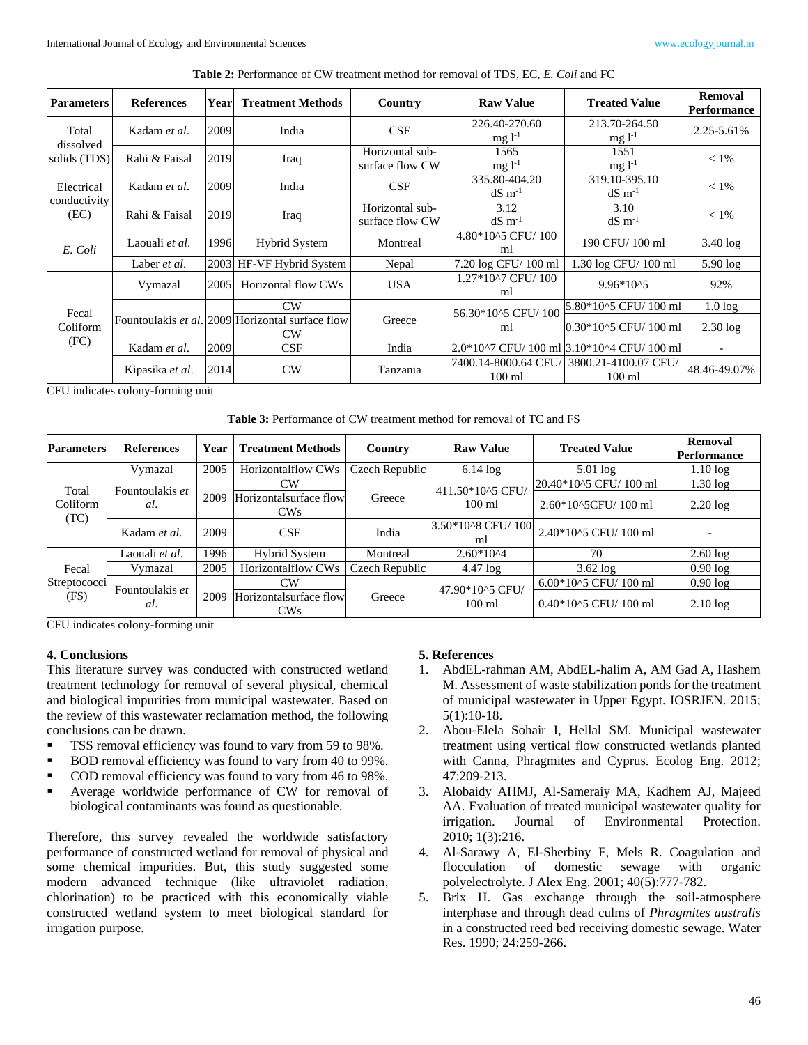**Table 2:** Performance of CW treatment method for removal of TDS, EC, *E. Coli* and FC

| Parameters | References | Year | Treatment Methods | Country | Raw Value | Treated Value | Removal Performance |
|---|---|---|---|---|---|---|---|
| Total dissolved solids (TDS) | Kadam *et al.* | 2009 | India | CSF | 226.40-270.60 mg $l^{-1}$ | 213.70-264.50 mg $l^{-1}$ | 2.25-5.61% |
| | Rahi & Faisal | 2019 | Iraq | Horizontal sub-surface flow CW | 1565 mg $l^{-1}$ | 1551 mg $l^{-1}$ | < 1% |
| Electrical conductivity (EC) | Kadam *et al.* | 2009 | India | CSF | 335.80-404.20 dS $m^{-1}$ | 319.10-395.10 dS $m^{-1}$ | < 1% |
| | Rahi & Faisal | 2019 | Iraq | Horizontal sub-surface flow CW | 3.12 dS $m^{-1}$ | 3.10 dS $m^{-1}$ | < 1% |
| *E. Coli* | Laouali *et al.* | 1996 | Hybrid System | Montreal | 4.80*10^5 CFU/ 100 ml | 190 CFU/ 100 ml | 3.40 log |
| | Laber *et al.* | 2003 | HF-VF Hybrid System | Nepal | 7.20 log CFU/ 100 ml | 1.30 log CFU/ 100 ml | 5.90 log |
| Fecal Coliform (FC) | Vymazal | 2005 | Horizontal flow CWs | USA | 1.27*10^7 CFU/ 100 ml | 9.96*10^5 | 92% |
| | Fountoulakis *et al.* | 2009 | CW | Greece | 56.30*10^5 CFU/ 100 ml | 5.80*10^5 CFU/ 100 ml | 1.0 log |
| | | | Horizontal surface flow CW | | | 0.30*10^5 CFU/ 100 ml | 2.30 log |
| | Kadam *et al.* | 2009 | CSF | India | 2.0*10^7 CFU/ 100 ml | 3.10*10^4 CFU/ 100 ml | - |
| | Kipasika *et al.* | 2014 | CW | Tanzania | 7400.14-8000.64 CFU/ 100 ml | 3800.21-4100.07 CFU/ 100 ml | 48.46-49.07% |

CFU indicates colony-forming unit

**Table 3:** Performance of CW treatment method for removal of TC and FS

| Parameters | References | Year | Treatment Methods | Country | Raw Value | Treated Value | Removal Performance |
|---|---|---|---|---|---|---|---|
| Total Coliform (TC) | Vymazal | 2005 | Horizontalflow CWs | Czech Republic | 6.14 log | 5.01 log | 1.10 log |
| | Fountoulakis *et al.* | 2009 | CW | Greece | 411.50*10^5 CFU/ 100 ml | 20.40*10^5 CFU/ 100 ml | 1.30 log |
| | | | Horizontalsurface flow CWs | | | 2.60*10^5CFU/ 100 ml | 2.20 log |
| | Kadam *et al.* | 2009 | CSF | India | 3.50*10^8 CFU/ 100 ml | 2.40*10^5 CFU/ 100 ml | - |
| Fecal Streptococci (FS) | Laouali *et al.* | 1996 | Hybrid System | Montreal | 2.60*10^4 | 70 | 2.60 log |
| | Vymazal | 2005 | Horizontalflow CWs | Czech Republic | 4.47 log | 3.62 log | 0.90 log |
| | Fountoulakis *et al.* | 2009 | CW | Greece | 47.90*10^5 CFU/ 100 ml | 6.00*10^5 CFU/ 100 ml | 0.90 log |
| | | | Horizontalsurface flow CWs | | | 0.40*10^5 CFU/ 100 ml | 2.10 log |

CFU indicates colony-forming unit

## 4. Conclusions

This literature survey was conducted with constructed wetland treatment technology for removal of several physical, chemical and biological impurities from municipal wastewater. Based on the review of this wastewater reclamation method, the following conclusions can be drawn.

- TSS removal efficiency was found to vary from 59 to 98%.
- BOD removal efficiency was found to vary from 40 to 99%.
- COD removal efficiency was found to vary from 46 to 98%.
- Average worldwide performance of CW for removal of biological contaminants was found as questionable.

Therefore, this survey revealed the worldwide satisfactory performance of constructed wetland for removal of physical and some chemical impurities. But, this study suggested some modern advanced technique (like ultraviolet radiation, chlorination) to be practiced with this economically viable constructed wetland system to meet biological standard for irrigation purpose.

## 5. References

1. AbdEL-rahman AM, AbdEL-halim A, AM Gad A, Hashem M. Assessment of waste stabilization ponds for the treatment of municipal wastewater in Upper Egypt. IOSRJEN. 2015; 5(1):10-18.
2. Abou-Elela Sohair I, Hellal SM. Municipal wastewater treatment using vertical flow constructed wetlands planted with Canna, Phragmites and Cyprus. Ecolog Eng. 2012; 47:209-213.
3. Alobaidy AHMJ, Al-Sameraiy MA, Kadhem AJ, Majeed AA. Evaluation of treated municipal wastewater quality for irrigation. Journal of Environmental Protection. 2010; 1(3):216.
4. Al-Sarawy A, El-Sherbiny F, Mels R. Coagulation and flocculation of domestic sewage with organic polyelectrolyte. J Alex Eng. 2001; 40(5):777-782.
5. Brix H. Gas exchange through the soil-atmosphere interphase and through dead culms of *Phragmites australis* in a constructed reed bed receiving domestic sewage. Water Res. 1990; 24:259-266.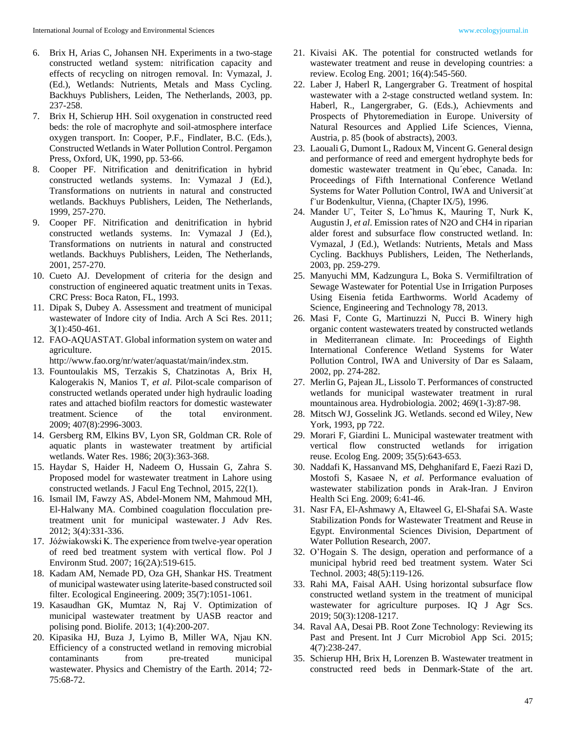6. Brix H, Arias C, Johansen NH. Experiments in a two-stage constructed wetland system: nitrification capacity and effects of recycling on nitrogen removal. In: Vymazal, J. (Ed.), Wetlands: Nutrients, Metals and Mass Cycling. Backhuys Publishers, Leiden, The Netherlands, 2003, pp. 237-258.
7. Brix H, Schierup HH. Soil oxygenation in constructed reed beds: the role of macrophyte and soil-atmosphere interface oxygen transport. In: Cooper, P.F., Findlater, B.C. (Eds.), Constructed Wetlands in Water Pollution Control. Pergamon Press, Oxford, UK, 1990, pp. 53-66.
8. Cooper PF. Nitrification and denitrification in hybrid constructed wetlands systems. In: Vymazal J (Ed.), Transformations on nutrients in natural and constructed wetlands. Backhuys Publishers, Leiden, The Netherlands, 1999, 257-270.
9. Cooper PF. Nitrification and denitrification in hybrid constructed wetlands systems. In: Vymazal J (Ed.), Transformations on nutrients in natural and constructed wetlands. Backhuys Publishers, Leiden, The Netherlands, 2001, 257-270.
10. Cueto AJ. Development of criteria for the design and construction of engineered aquatic treatment units in Texas. CRC Press: Boca Raton, FL, 1993.
11. Dipak S, Dubey A. Assessment and treatment of municipal wastewater of Indore city of India. Arch A Sci Res. 2011; 3(1):450-461.
12. FAO-AQUASTAT. Global information system on water and agriculture. 2015. http://www.fao.org/nr/water/aquastat/main/index.stm.
13. Fountoulakis MS, Terzakis S, Chatzinotas A, Brix H, Kalogerakis N, Manios T, *et al*. Pilot-scale comparison of constructed wetlands operated under high hydraulic loading rates and attached biofilm reactors for domestic wastewater treatment. Science of the total environment. 2009; 407(8):2996-3003.
14. Gersberg RM, Elkins BV, Lyon SR, Goldman CR. Role of aquatic plants in wastewater treatment by artificial wetlands. Water Res. 1986; 20(3):363-368.
15. Haydar S, Haider H, Nadeem O, Hussain G, Zahra S. Proposed model for wastewater treatment in Lahore using constructed wetlands. J Facul Eng Technol, 2015, 22(1).
16. Ismail IM, Fawzy AS, Abdel-Monem NM, Mahmoud MH, El-Halwany MA. Combined coagulation flocculation pre-treatment unit for municipal wastewater. J Adv Res. 2012; 3(4):331-336.
17. Jóźwiakowski K. The experience from twelve-year operation of reed bed treatment system with vertical flow. Pol J Environm Stud. 2007; 16(2A):519-615.
18. Kadam AM, Nemade PD, Oza GH, Shankar HS. Treatment of municipal wastewater using laterite-based constructed soil filter. Ecological Engineering. 2009; 35(7):1051-1061.
19. Kasaudhan GK, Mumtaz N, Raj V. Optimization of municipal wastewater treatment by UASB reactor and polising pond. Biolife. 2013; 1(4):200-207.
20. Kipasika HJ, Buza J, Lyimo B, Miller WA, Njau KN. Efficiency of a constructed wetland in removing microbial contaminants from pre-treated municipal wastewater. Physics and Chemistry of the Earth. 2014; 72-75:68-72.
21. Kivaisi AK. The potential for constructed wetlands for wastewater treatment and reuse in developing countries: a review. Ecolog Eng. 2001; 16(4):545-560.
22. Laber J, Haberl R, Langergraber G. Treatment of hospital wastewater with a 2-stage constructed wetland system. In: Haberl, R., Langergraber, G. (Eds.), Achievments and Prospects of Phytoremediation in Europe. University of Natural Resources and Applied Life Sciences, Vienna, Austria, p. 85 (book of abstracts), 2003.
23. Laouali G, Dumont L, Radoux M, Vincent G. General design and performance of reed and emergent hydrophyte beds for domestic wastewater treatment in Qu´ebec, Canada. In: Proceedings of Fifth International Conference Wetland Systems for Water Pollution Control, IWA and Universit¨at f¨ur Bodenkultur, Vienna, (Chapter IX/5), 1996.
24. Mander U˝, Teiter S, Lo˜hmus K, Mauring T, Nurk K, Augustin J, *et al*. Emission rates of N2O and CH4 in riparian alder forest and subsurface flow constructed wetland. In: Vymazal, J (Ed.), Wetlands: Nutrients, Metals and Mass Cycling. Backhuys Publishers, Leiden, The Netherlands, 2003, pp. 259-279.
25. Manyuchi MM, Kadzungura L, Boka S. Vermifiltration of Sewage Wastewater for Potential Use in Irrigation Purposes Using Eisenia fetida Earthworms. World Academy of Science, Engineering and Technology 78, 2013.
26. Masi F, Conte G, Martinuzzi N, Pucci B. Winery high organic content wastewaters treated by constructed wetlands in Mediterranean climate. In: Proceedings of Eighth International Conference Wetland Systems for Water Pollution Control, IWA and University of Dar es Salaam, 2002, pp. 274-282.
27. Merlin G, Pajean JL, Lissolo T. Performances of constructed wetlands for municipal wastewater treatment in rural mountainous area. Hydrobiologia. 2002; 469(1-3):87-98.
28. Mitsch WJ, Gosselink JG. Wetlands. second ed Wiley, New York, 1993, pp 722.
29. Morari F, Giardini L. Municipal wastewater treatment with vertical flow constructed wetlands for irrigation reuse. Ecolog Eng. 2009; 35(5):643-653.
30. Naddafi K, Hassanvand MS, Dehghanifard E, Faezi Razi D, Mostofi S, Kasaee N, *et al*. Performance evaluation of wastewater stabilization ponds in Arak-Iran. J Environ Health Sci Eng. 2009; 6:41-46.
31. Nasr FA, El-Ashmawy A, Eltaweel G, El-Shafai SA. Waste Stabilization Ponds for Wastewater Treatment and Reuse in Egypt. Environmental Sciences Division, Department of Water Pollution Research, 2007.
32. O'Hogain S. The design, operation and performance of a municipal hybrid reed bed treatment system. Water Sci Technol. 2003; 48(5):119-126.
33. Rahi MA, Faisal AAH. Using horizontal subsurface flow constructed wetland system in the treatment of municipal wastewater for agriculture purposes. IQ J Agr Scs. 2019; 50(3):1208-1217.
34. Raval AA, Desai PB. Root Zone Technology: Reviewing its Past and Present. Int J Curr Microbiol App Sci. 2015; 4(7):238-247.
35. Schierup HH, Brix H, Lorenzen B. Wastewater treatment in constructed reed beds in Denmark-State of the art.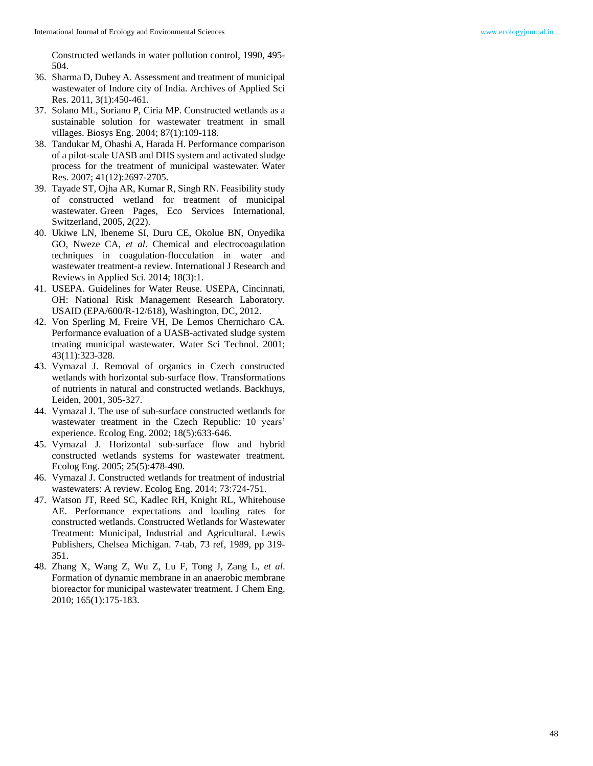Constructed wetlands in water pollution control, 1990, 495-504.

36. Sharma D, Dubey A. Assessment and treatment of municipal wastewater of Indore city of India. Archives of Applied Sci Res. 2011, 3(1):450-461.
37. Solano ML, Soriano P, Ciria MP. Constructed wetlands as a sustainable solution for wastewater treatment in small villages. Biosys Eng. 2004; 87(1):109-118.
38. Tandukar M, Ohashi A, Harada H. Performance comparison of a pilot-scale UASB and DHS system and activated sludge process for the treatment of municipal wastewater. Water Res. 2007; 41(12):2697-2705.
39. Tayade ST, Ojha AR, Kumar R, Singh RN. Feasibility study of constructed wetland for treatment of municipal wastewater. Green Pages, Eco Services International, Switzerland, 2005, 2(22).
40. Ukiwe LN, Ibeneme SI, Duru CE, Okolue BN, Onyedika GO, Nweze CA, *et al*. Chemical and electrocoagulation techniques in coagulation-flocculation in water and wastewater treatment-a review. International J Research and Reviews in Applied Sci. 2014; 18(3):1.
41. USEPA. Guidelines for Water Reuse. USEPA, Cincinnati, OH: National Risk Management Research Laboratory. USAID (EPA/600/R-12/618), Washington, DC, 2012.
42. Von Sperling M, Freire VH, De Lemos Chernicharo CA. Performance evaluation of a UASB-activated sludge system treating municipal wastewater. Water Sci Technol. 2001; 43(11):323-328.
43. Vymazal J. Removal of organics in Czech constructed wetlands with horizontal sub-surface flow. Transformations of nutrients in natural and constructed wetlands. Backhuys, Leiden, 2001, 305-327.
44. Vymazal J. The use of sub-surface constructed wetlands for wastewater treatment in the Czech Republic: 10 years' experience. Ecolog Eng. 2002; 18(5):633-646.
45. Vymazal J. Horizontal sub-surface flow and hybrid constructed wetlands systems for wastewater treatment. Ecolog Eng. 2005; 25(5):478-490.
46. Vymazal J. Constructed wetlands for treatment of industrial wastewaters: A review. Ecolog Eng. 2014; 73:724-751.
47. Watson JT, Reed SC, Kadlec RH, Knight RL, Whitehouse AE. Performance expectations and loading rates for constructed wetlands. Constructed Wetlands for Wastewater Treatment: Municipal, Industrial and Agricultural. Lewis Publishers, Chelsea Michigan. 7-tab, 73 ref, 1989, pp 319-351.
48. Zhang X, Wang Z, Wu Z, Lu F, Tong J, Zang L, *et al*. Formation of dynamic membrane in an anaerobic membrane bioreactor for municipal wastewater treatment. J Chem Eng. 2010; 165(1):175-183.